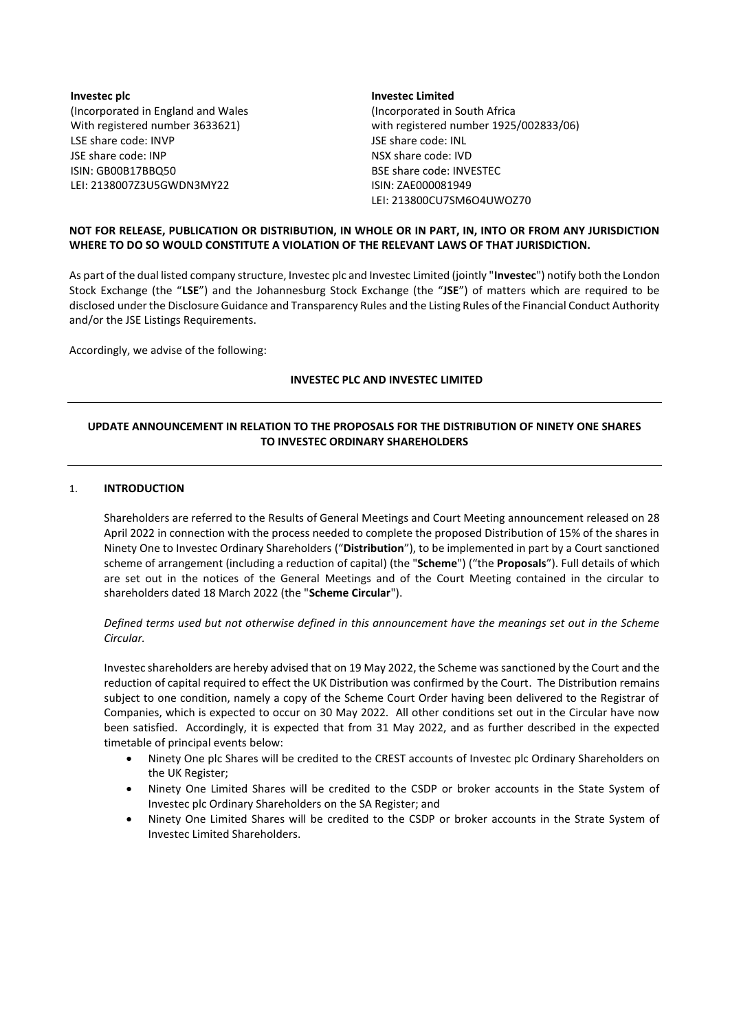**Investec plc**
(Incorporated in England and Wales
With registered number 3633621)
LSE share code: INVP
JSE share code: INP
ISIN: GB00B17BBQ50
LEI: 2138007Z3U5GWDN3MY22

**Investec Limited**
(Incorporated in South Africa
with registered number 1925/002833/06)
JSE share code: INL
NSX share code: IVD
BSE share code: INVESTEC
ISIN: ZAE000081949
LEI: 213800CU7SM6O4UWOZ70

**NOT FOR RELEASE, PUBLICATION OR DISTRIBUTION, IN WHOLE OR IN PART, IN, INTO OR FROM ANY JURISDICTION WHERE TO DO SO WOULD CONSTITUTE A VIOLATION OF THE RELEVANT LAWS OF THAT JURISDICTION.**

As part of the dual listed company structure, Investec plc and Investec Limited (jointly "**Investec**") notify both the London Stock Exchange (the "**LSE**") and the Johannesburg Stock Exchange (the "**JSE**") of matters which are required to be disclosed under the Disclosure Guidance and Transparency Rules and the Listing Rules of the Financial Conduct Authority and/or the JSE Listings Requirements.

Accordingly, we advise of the following:

**INVESTEC PLC AND INVESTEC LIMITED**

**UPDATE ANNOUNCEMENT IN RELATION TO THE PROPOSALS FOR THE DISTRIBUTION OF NINETY ONE SHARES TO INVESTEC ORDINARY SHAREHOLDERS**

## 1. INTRODUCTION

Shareholders are referred to the Results of General Meetings and Court Meeting announcement released on 28 April 2022 in connection with the process needed to complete the proposed Distribution of 15% of the shares in Ninety One to Investec Ordinary Shareholders ("**Distribution**"), to be implemented in part by a Court sanctioned scheme of arrangement (including a reduction of capital) (the "**Scheme**") ("the **Proposals**"). Full details of which are set out in the notices of the General Meetings and of the Court Meeting contained in the circular to shareholders dated 18 March 2022 (the "**Scheme Circular**").

*Defined terms used but not otherwise defined in this announcement have the meanings set out in the Scheme Circular.*

Investec shareholders are hereby advised that on 19 May 2022, the Scheme was sanctioned by the Court and the reduction of capital required to effect the UK Distribution was confirmed by the Court. The Distribution remains subject to one condition, namely a copy of the Scheme Court Order having been delivered to the Registrar of Companies, which is expected to occur on 30 May 2022. All other conditions set out in the Circular have now been satisfied. Accordingly, it is expected that from 31 May 2022, and as further described in the expected timetable of principal events below:

- Ninety One plc Shares will be credited to the CREST accounts of Investec plc Ordinary Shareholders on the UK Register;
- Ninety One Limited Shares will be credited to the CSDP or broker accounts in the State System of Investec plc Ordinary Shareholders on the SA Register; and
- Ninety One Limited Shares will be credited to the CSDP or broker accounts in the Strate System of Investec Limited Shareholders.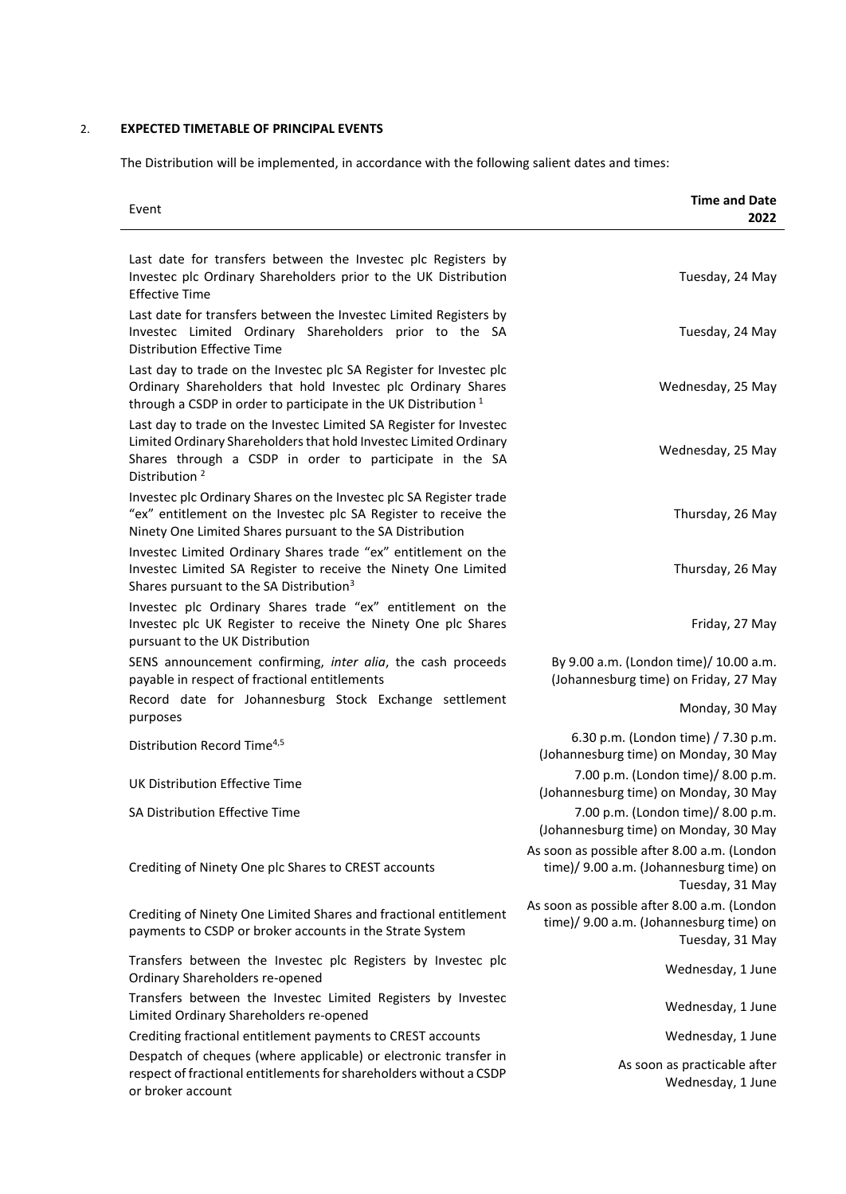2. **EXPECTED TIMETABLE OF PRINCIPAL EVENTS**

The Distribution will be implemented, in accordance with the following salient dates and times:

| Event | **Time and Date 2022** |
|---|---|
| Last date for transfers between the Investec plc Registers by Investec plc Ordinary Shareholders prior to the UK Distribution Effective Time | Tuesday, 24 May |
| Last date for transfers between the Investec Limited Registers by Investec Limited Ordinary Shareholders prior to the SA Distribution Effective Time | Tuesday, 24 May |
| Last day to trade on the Investec plc SA Register for Investec plc Ordinary Shareholders that hold Investec plc Ordinary Shares through a CSDP in order to participate in the UK Distribution [1] | Wednesday, 25 May |
| Last day to trade on the Investec Limited SA Register for Investec Limited Ordinary Shareholders that hold Investec Limited Ordinary Shares through a CSDP in order to participate in the SA Distribution [2] | Wednesday, 25 May |
| Investec plc Ordinary Shares on the Investec plc SA Register trade "ex" entitlement on the Investec plc SA Register to receive the Ninety One Limited Shares pursuant to the SA Distribution | Thursday, 26 May |
| Investec Limited Ordinary Shares trade "ex" entitlement on the Investec Limited SA Register to receive the Ninety One Limited Shares pursuant to the SA Distribution[3] | Thursday, 26 May |
| Investec plc Ordinary Shares trade "ex" entitlement on the Investec plc UK Register to receive the Ninety One plc Shares pursuant to the UK Distribution | Friday, 27 May |
| SENS announcement confirming, *inter alia*, the cash proceeds payable in respect of fractional entitlements | By 9.00 a.m. (London time)/ 10.00 a.m. (Johannesburg time) on Friday, 27 May |
| Record date for Johannesburg Stock Exchange settlement purposes | Monday, 30 May |
| Distribution Record Time[4,5] | 6.30 p.m. (London time) / 7.30 p.m. (Johannesburg time) on Monday, 30 May |
| UK Distribution Effective Time | 7.00 p.m. (London time)/ 8.00 p.m. (Johannesburg time) on Monday, 30 May |
| SA Distribution Effective Time | 7.00 p.m. (London time)/ 8.00 p.m. (Johannesburg time) on Monday, 30 May |
| Crediting of Ninety One plc Shares to CREST accounts | As soon as possible after 8.00 a.m. (London time)/ 9.00 a.m. (Johannesburg time) on Tuesday, 31 May |
| Crediting of Ninety One Limited Shares and fractional entitlement payments to CSDP or broker accounts in the Strate System | As soon as possible after 8.00 a.m. (London time)/ 9.00 a.m. (Johannesburg time) on Tuesday, 31 May |
| Transfers between the Investec plc Registers by Investec plc Ordinary Shareholders re-opened | Wednesday, 1 June |
| Transfers between the Investec Limited Registers by Investec Limited Ordinary Shareholders re-opened | Wednesday, 1 June |
| Crediting fractional entitlement payments to CREST accounts | Wednesday, 1 June |
| Despatch of cheques (where applicable) or electronic transfer in respect of fractional entitlements for shareholders without a CSDP or broker account | As soon as practicable after Wednesday, 1 June |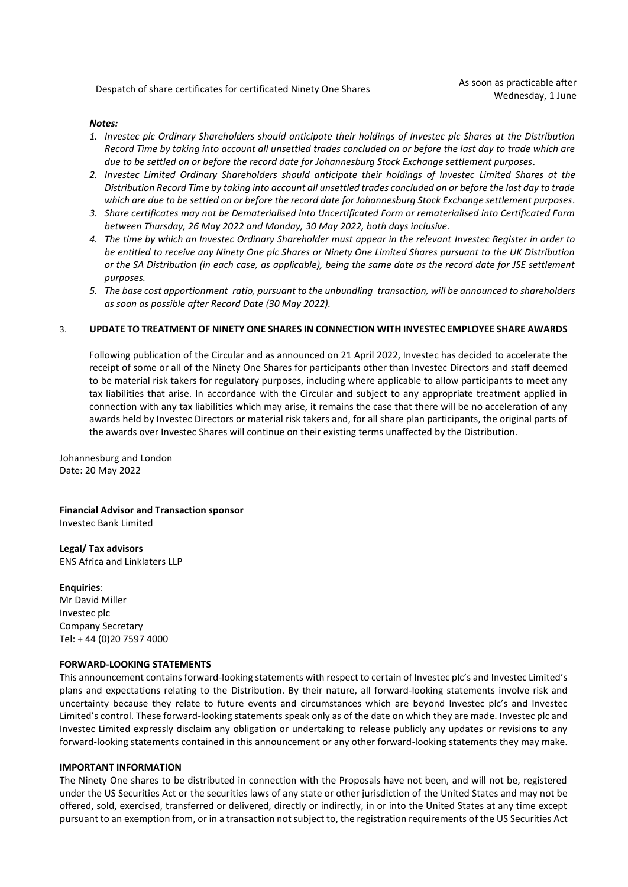| | |
|---|---|
| Despatch of share certificates for certificated Ninety One Shares | As soon as practicable after Wednesday, 1 June |

***Notes:***

1. *Investec plc Ordinary Shareholders should anticipate their holdings of Investec plc Shares at the Distribution Record Time by taking into account all unsettled trades concluded on or before the last day to trade which are due to be settled on or before the record date for Johannesburg Stock Exchange settlement purposes.*
2. *Investec Limited Ordinary Shareholders should anticipate their holdings of Investec Limited Shares at the Distribution Record Time by taking into account all unsettled trades concluded on or before the last day to trade which are due to be settled on or before the record date for Johannesburg Stock Exchange settlement purposes.*
3. *Share certificates may not be Dematerialised into Uncertificated Form or rematerialised into Certificated Form between Thursday, 26 May 2022 and Monday, 30 May 2022, both days inclusive.*
4. *The time by which an Investec Ordinary Shareholder must appear in the relevant Investec Register in order to be entitled to receive any Ninety One plc Shares or Ninety One Limited Shares pursuant to the UK Distribution or the SA Distribution (in each case, as applicable), being the same date as the record date for JSE settlement purposes.*
5. *The base cost apportionment ratio, pursuant to the unbundling transaction, will be announced to shareholders as soon as possible after Record Date (30 May 2022).*

3. **UPDATE TO TREATMENT OF NINETY ONE SHARES IN CONNECTION WITH INVESTEC EMPLOYEE SHARE AWARDS**

Following publication of the Circular and as announced on 21 April 2022, Investec has decided to accelerate the receipt of some or all of the Ninety One Shares for participants other than Investec Directors and staff deemed to be material risk takers for regulatory purposes, including where applicable to allow participants to meet any tax liabilities that arise. In accordance with the Circular and subject to any appropriate treatment applied in connection with any tax liabilities which may arise, it remains the case that there will be no acceleration of any awards held by Investec Directors or material risk takers and, for all share plan participants, the original parts of the awards over Investec Shares will continue on their existing terms unaffected by the Distribution.

Johannesburg and London
Date: 20 May 2022

---

**Financial Advisor and Transaction sponsor**
Investec Bank Limited

**Legal/ Tax advisors**
ENS Africa and Linklaters LLP

**Enquiries**:
Mr David Miller
Investec plc
Company Secretary
Tel: + 44 (0)20 7597 4000

**FORWARD-LOOKING STATEMENTS**

This announcement contains forward-looking statements with respect to certain of Investec plc's and Investec Limited's plans and expectations relating to the Distribution. By their nature, all forward-looking statements involve risk and uncertainty because they relate to future events and circumstances which are beyond Investec plc's and Investec Limited's control. These forward-looking statements speak only as of the date on which they are made. Investec plc and Investec Limited expressly disclaim any obligation or undertaking to release publicly any updates or revisions to any forward-looking statements contained in this announcement or any other forward-looking statements they may make.

**IMPORTANT INFORMATION**

The Ninety One shares to be distributed in connection with the Proposals have not been, and will not be, registered under the US Securities Act or the securities laws of any state or other jurisdiction of the United States and may not be offered, sold, exercised, transferred or delivered, directly or indirectly, in or into the United States at any time except pursuant to an exemption from, or in a transaction not subject to, the registration requirements of the US Securities Act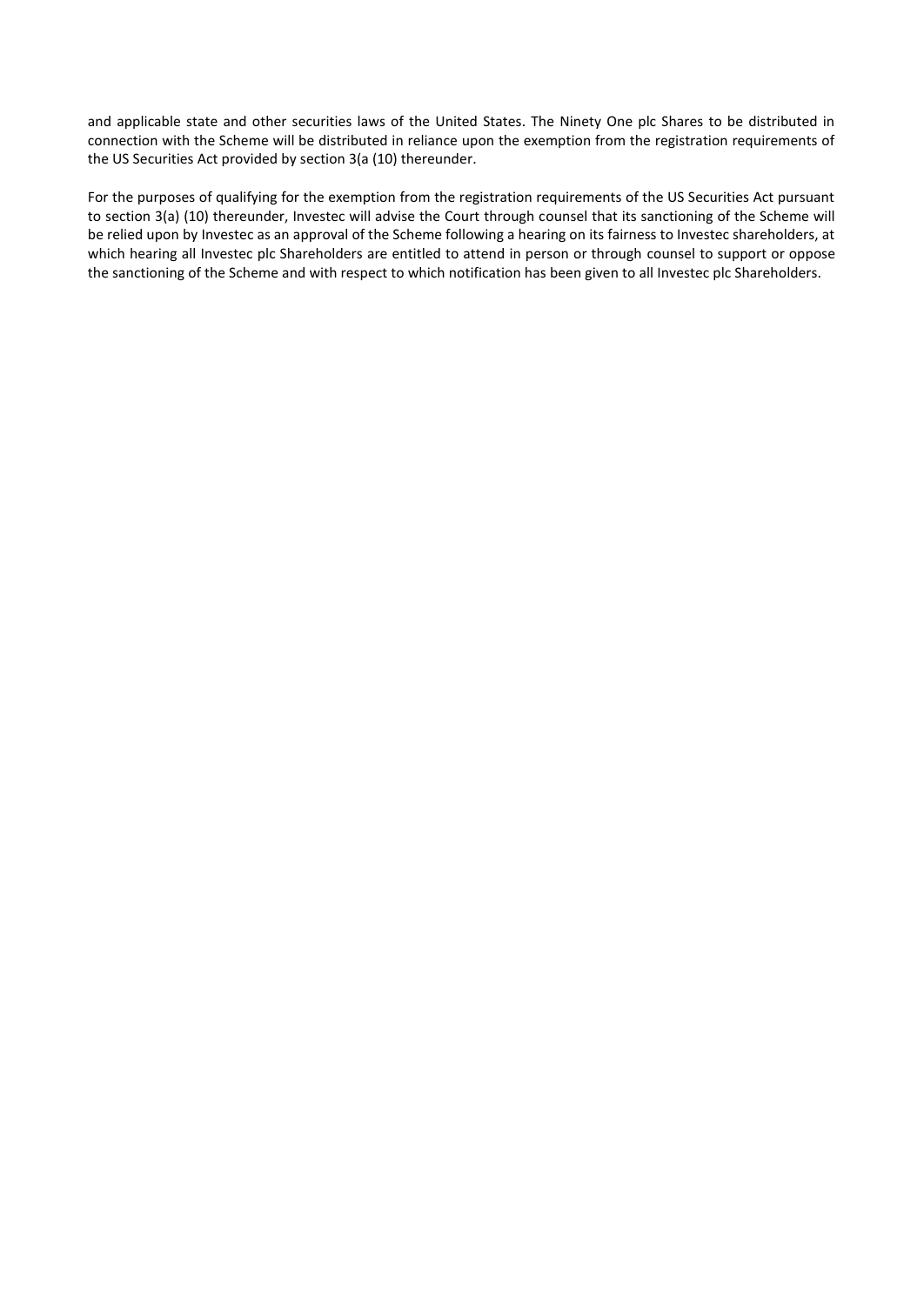and applicable state and other securities laws of the United States. The Ninety One plc Shares to be distributed in connection with the Scheme will be distributed in reliance upon the exemption from the registration requirements of the US Securities Act provided by section 3(a (10) thereunder.

For the purposes of qualifying for the exemption from the registration requirements of the US Securities Act pursuant to section 3(a) (10) thereunder, Investec will advise the Court through counsel that its sanctioning of the Scheme will be relied upon by Investec as an approval of the Scheme following a hearing on its fairness to Investec shareholders, at which hearing all Investec plc Shareholders are entitled to attend in person or through counsel to support or oppose the sanctioning of the Scheme and with respect to which notification has been given to all Investec plc Shareholders.